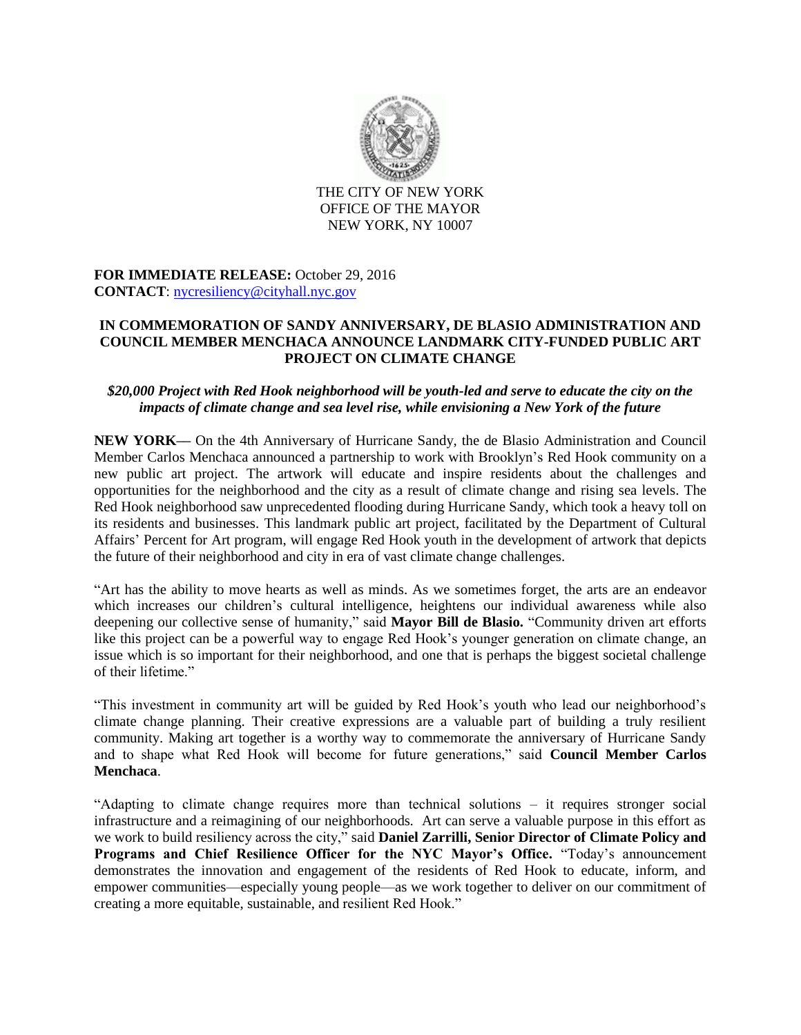THE CITY OF NEW YORK
OFFICE OF THE MAYOR
NEW YORK, NY 10007

**FOR IMMEDIATE RELEASE:** October 29, 2016
**CONTACT**: nycresiliency@cityhall.nyc.gov

# IN COMMEMORATION OF SANDY ANNIVERSARY, DE BLASIO ADMINISTRATION AND COUNCIL MEMBER MENCHACA ANNOUNCE LANDMARK CITY-FUNDED PUBLIC ART PROJECT ON CLIMATE CHANGE

***$20,000 Project with Red Hook neighborhood will be youth-led and serve to educate the city on the impacts of climate change and sea level rise, while envisioning a New York of the future***

**NEW YORK—** On the 4th Anniversary of Hurricane Sandy, the de Blasio Administration and Council Member Carlos Menchaca announced a partnership to work with Brooklyn's Red Hook community on a new public art project. The artwork will educate and inspire residents about the challenges and opportunities for the neighborhood and the city as a result of climate change and rising sea levels. The Red Hook neighborhood saw unprecedented flooding during Hurricane Sandy, which took a heavy toll on its residents and businesses. This landmark public art project, facilitated by the Department of Cultural Affairs' Percent for Art program, will engage Red Hook youth in the development of artwork that depicts the future of their neighborhood and city in era of vast climate change challenges.

"Art has the ability to move hearts as well as minds. As we sometimes forget, the arts are an endeavor which increases our children's cultural intelligence, heightens our individual awareness while also deepening our collective sense of humanity," said **Mayor Bill de Blasio.** "Community driven art efforts like this project can be a powerful way to engage Red Hook's younger generation on climate change, an issue which is so important for their neighborhood, and one that is perhaps the biggest societal challenge of their lifetime."

"This investment in community art will be guided by Red Hook's youth who lead our neighborhood's climate change planning. Their creative expressions are a valuable part of building a truly resilient community. Making art together is a worthy way to commemorate the anniversary of Hurricane Sandy and to shape what Red Hook will become for future generations," said **Council Member Carlos Menchaca**.

"Adapting to climate change requires more than technical solutions – it requires stronger social infrastructure and a reimagining of our neighborhoods. Art can serve a valuable purpose in this effort as we work to build resiliency across the city," said **Daniel Zarrilli, Senior Director of Climate Policy and Programs and Chief Resilience Officer for the NYC Mayor's Office.** "Today's announcement demonstrates the innovation and engagement of the residents of Red Hook to educate, inform, and empower communities—especially young people—as we work together to deliver on our commitment of creating a more equitable, sustainable, and resilient Red Hook."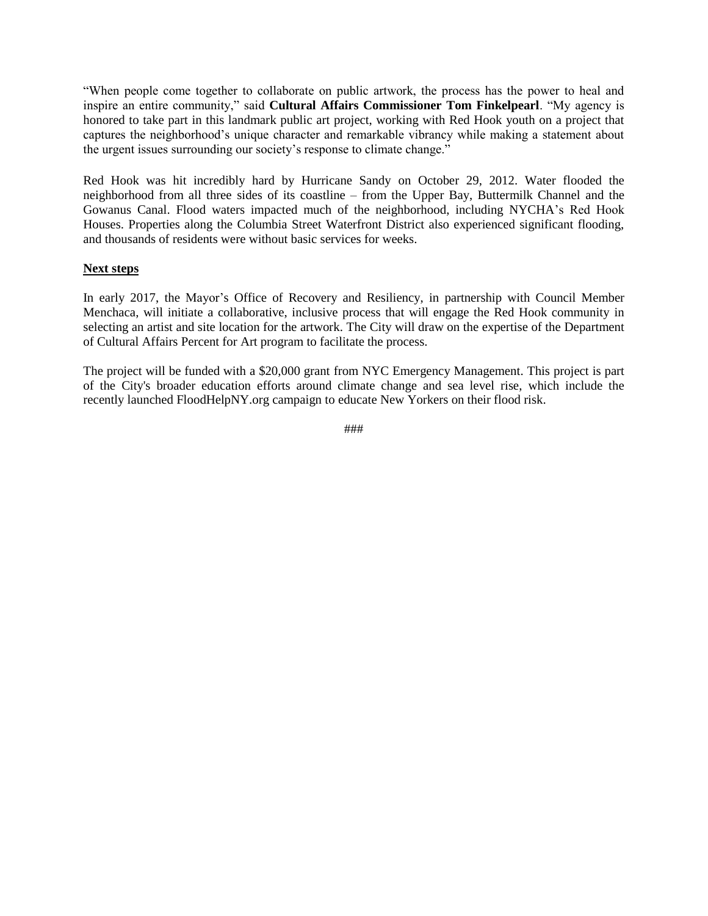"When people come together to collaborate on public artwork, the process has the power to heal and inspire an entire community," said **Cultural Affairs Commissioner Tom Finkelpearl**. "My agency is honored to take part in this landmark public art project, working with Red Hook youth on a project that captures the neighborhood's unique character and remarkable vibrancy while making a statement about the urgent issues surrounding our society's response to climate change."

Red Hook was hit incredibly hard by Hurricane Sandy on October 29, 2012. Water flooded the neighborhood from all three sides of its coastline – from the Upper Bay, Buttermilk Channel and the Gowanus Canal. Flood waters impacted much of the neighborhood, including NYCHA's Red Hook Houses. Properties along the Columbia Street Waterfront District also experienced significant flooding, and thousands of residents were without basic services for weeks.

**Next steps**

In early 2017, the Mayor's Office of Recovery and Resiliency, in partnership with Council Member Menchaca, will initiate a collaborative, inclusive process that will engage the Red Hook community in selecting an artist and site location for the artwork. The City will draw on the expertise of the Department of Cultural Affairs Percent for Art program to facilitate the process.

The project will be funded with a $20,000 grant from NYC Emergency Management. This project is part of the City's broader education efforts around climate change and sea level rise, which include the recently launched FloodHelpNY.org campaign to educate New Yorkers on their flood risk.

###